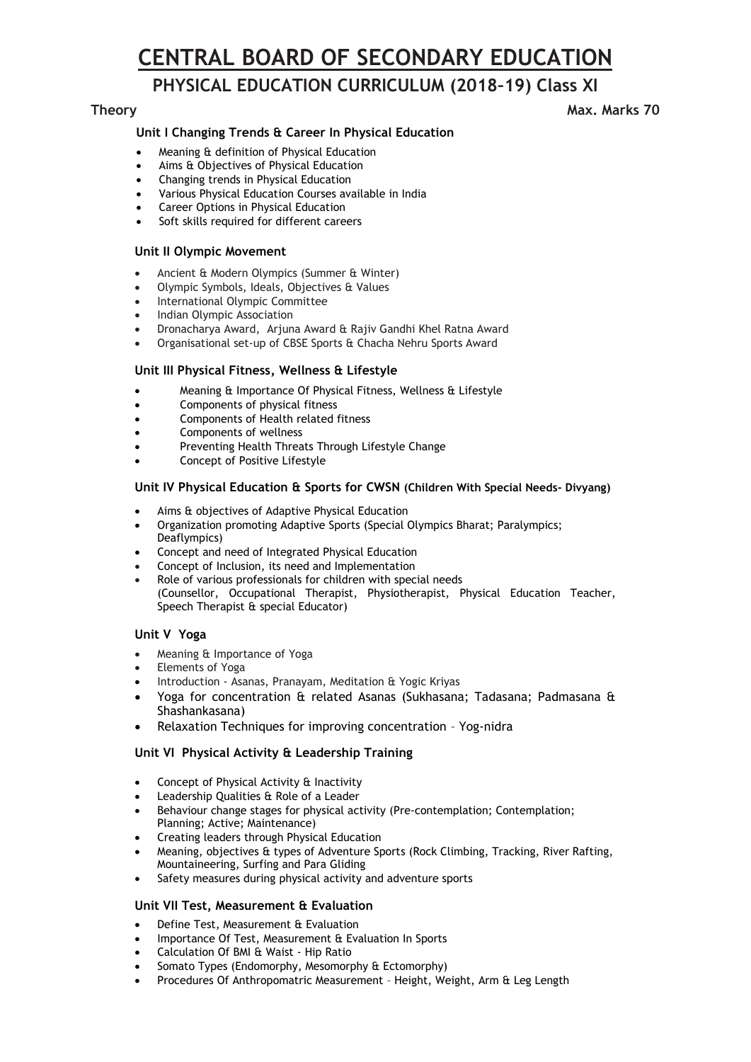# CENTRAL BOARD OF SECONDARY EDUCATION

## PHYSICAL EDUCATION CURRICULUM (2018–19) Class XI

**Theory** **Max. Marks 70**

### Unit I Changing Trends & Career In Physical Education

- Meaning & definition of Physical Education
- Aims & Objectives of Physical Education
- Changing trends in Physical Education
- Various Physical Education Courses available in India
- Career Options in Physical Education
- Soft skills required for different careers

### Unit II Olympic Movement

- Ancient & Modern Olympics (Summer & Winter)
- Olympic Symbols, Ideals, Objectives & Values
- International Olympic Committee
- Indian Olympic Association
- Dronacharya Award, Arjuna Award & Rajiv Gandhi Khel Ratna Award
- Organisational set-up of CBSE Sports & Chacha Nehru Sports Award

### Unit III Physical Fitness, Wellness & Lifestyle

- Meaning & Importance Of Physical Fitness, Wellness & Lifestyle
- Components of physical fitness
- Components of Health related fitness
- Components of wellness
- Preventing Health Threats Through Lifestyle Change
- Concept of Positive Lifestyle

### Unit IV Physical Education & Sports for CWSN (Children With Special Needs- Divyang)

- Aims & objectives of Adaptive Physical Education
- Organization promoting Adaptive Sports (Special Olympics Bharat; Paralympics; Deaflympics)
- Concept and need of Integrated Physical Education
- Concept of Inclusion, its need and Implementation
- Role of various professionals for children with special needs (Counsellor, Occupational Therapist, Physiotherapist, Physical Education Teacher, Speech Therapist & special Educator)

### Unit V Yoga

- Meaning & Importance of Yoga
- Elements of Yoga
- Introduction - Asanas, Pranayam, Meditation & Yogic Kriyas
- Yoga for concentration & related Asanas (Sukhasana; Tadasana; Padmasana & Shashankasana)
- Relaxation Techniques for improving concentration – Yog-nidra

### Unit VI Physical Activity & Leadership Training

- Concept of Physical Activity & Inactivity
- Leadership Qualities & Role of a Leader
- Behaviour change stages for physical activity (Pre-contemplation; Contemplation; Planning; Active; Maintenance)
- Creating leaders through Physical Education
- Meaning, objectives & types of Adventure Sports (Rock Climbing, Tracking, River Rafting, Mountaineering, Surfing and Para Gliding
- Safety measures during physical activity and adventure sports

### Unit VII Test, Measurement & Evaluation

- Define Test, Measurement & Evaluation
- Importance Of Test, Measurement & Evaluation In Sports
- Calculation Of BMI & Waist - Hip Ratio
- Somato Types (Endomorphy, Mesomorphy & Ectomorphy)
- Procedures Of Anthropomatric Measurement – Height, Weight, Arm & Leg Length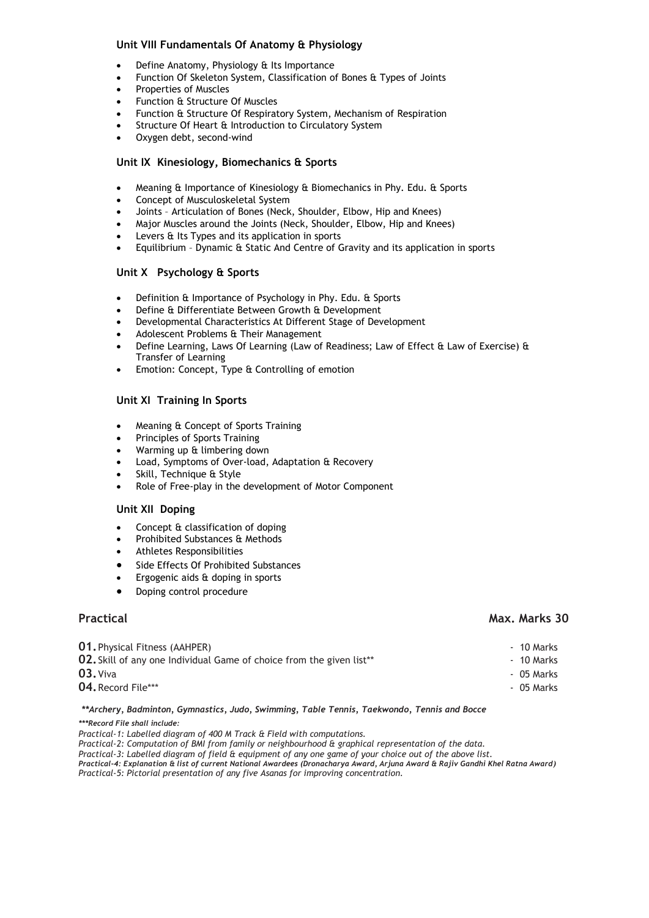### Unit VIII Fundamentals Of Anatomy & Physiology

- Define Anatomy, Physiology & Its Importance
- Function Of Skeleton System, Classification of Bones & Types of Joints
- Properties of Muscles
- Function & Structure Of Muscles
- Function & Structure Of Respiratory System, Mechanism of Respiration
- Structure Of Heart & Introduction to Circulatory System
- Oxygen debt, second-wind

### Unit IX Kinesiology, Biomechanics & Sports

- Meaning & Importance of Kinesiology & Biomechanics in Phy. Edu. & Sports
- Concept of Musculoskeletal System
- Joints – Articulation of Bones (Neck, Shoulder, Elbow, Hip and Knees)
- Major Muscles around the Joints (Neck, Shoulder, Elbow, Hip and Knees)
- Levers & Its Types and its application in sports
- Equilibrium – Dynamic & Static And Centre of Gravity and its application in sports

### Unit X Psychology & Sports

- Definition & Importance of Psychology in Phy. Edu. & Sports
- Define & Differentiate Between Growth & Development
- Developmental Characteristics At Different Stage of Development
- Adolescent Problems & Their Management
- Define Learning, Laws Of Learning (Law of Readiness; Law of Effect & Law of Exercise) & Transfer of Learning
- Emotion: Concept, Type & Controlling of emotion

### Unit XI Training In Sports

- Meaning & Concept of Sports Training
- Principles of Sports Training
- Warming up & limbering down
- Load, Symptoms of Over-load, Adaptation & Recovery
- Skill, Technique & Style
- Role of Free-play in the development of Motor Component

### Unit XII Doping

- Concept & classification of doping
- Prohibited Substances & Methods
- Athletes Responsibilities
- Side Effects Of Prohibited Substances
- Ergogenic aids & doping in sports
- Doping control procedure

## Practical — Max. Marks 30

| | |
|---|---|
| **01.** Physical Fitness (AAHPER) | - 10 Marks |
| **02.** Skill of any one Individual Game of choice from the given list** | - 10 Marks |
| **03.** Viva | - 05 Marks |
| **04.** Record File*** | - 05 Marks |

***\*\*Archery, Badminton, Gymnastics, Judo, Swimming, Table Tennis, Taekwondo, Tennis and Bocce***

***\*\*\*Record File shall include:***

*Practical-1: Labelled diagram of 400 M Track & Field with computations.*
*Practical-2: Computation of BMI from family or neighbourhood & graphical representation of the data.*
*Practical-3: Labelled diagram of field & equipment of any one game of your choice out of the above list.*
***Practical-4: Explanation & list of current National Awardees (Dronacharya Award, Arjuna Award & Rajiv Gandhi Khel Ratna Award)***
*Practical-5: Pictorial presentation of any five Asanas for improving concentration.*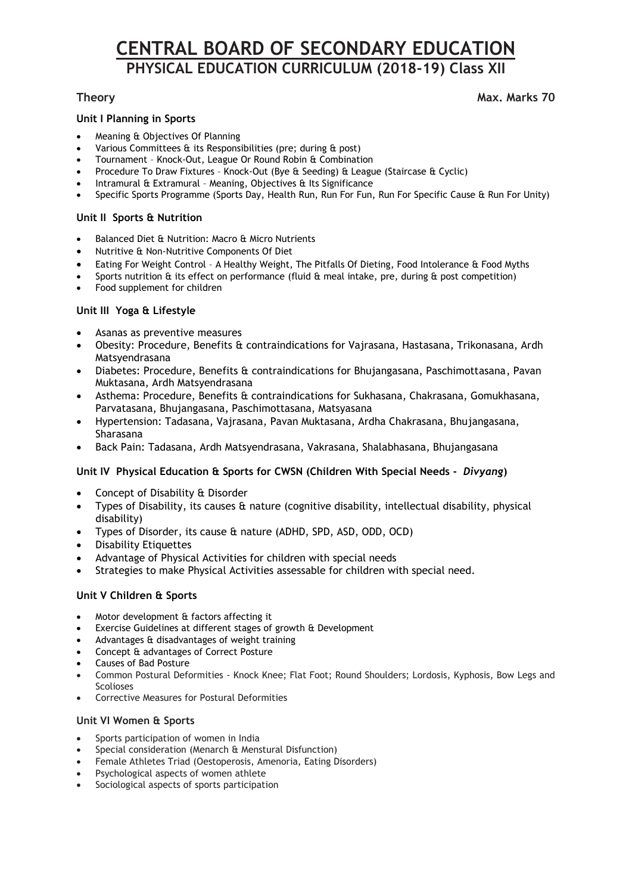# CENTRAL BOARD OF SECONDARY EDUCATION

## PHYSICAL EDUCATION CURRICULUM (2018-19) Class XII

**Theory** **Max. Marks 70**

### Unit I Planning in Sports

- Meaning & Objectives Of Planning
- Various Committees & its Responsibilities (pre; during & post)
- Tournament – Knock-Out, League Or Round Robin & Combination
- Procedure To Draw Fixtures – Knock-Out (Bye & Seeding) & League (Staircase & Cyclic)
- Intramural & Extramural – Meaning, Objectives & Its Significance
- Specific Sports Programme (Sports Day, Health Run, Run For Fun, Run For Specific Cause & Run For Unity)

### Unit II Sports & Nutrition

- Balanced Diet & Nutrition: Macro & Micro Nutrients
- Nutritive & Non-Nutritive Components Of Diet
- Eating For Weight Control – A Healthy Weight, The Pitfalls Of Dieting, Food Intolerance & Food Myths
- Sports nutrition & its effect on performance (fluid & meal intake, pre, during & post competition)
- Food supplement for children

### Unit III Yoga & Lifestyle

- Asanas as preventive measures
- Obesity: Procedure, Benefits & contraindications for Vajrasana, Hastasana, Trikonasana, Ardh Matsyendrasana
- Diabetes: Procedure, Benefits & contraindications for Bhujangasana, Paschimottasana, Pavan Muktasana, Ardh Matsyendrasana
- Asthema: Procedure, Benefits & contraindications for Sukhasana, Chakrasana, Gomukhasana, Parvatasana, Bhujangasana, Paschimottasana, Matsyasana
- Hypertension: Tadasana, Vajrasana, Pavan Muktasana, Ardha Chakrasana, Bhujangasana, Sharasana
- Back Pain: Tadasana, Ardh Matsyendrasana, Vakrasana, Shalabhasana, Bhujangasana

### Unit IV Physical Education & Sports for CWSN (Children With Special Needs - *Divyang*)

- Concept of Disability & Disorder
- Types of Disability, its causes & nature (cognitive disability, intellectual disability, physical disability)
- Types of Disorder, its cause & nature (ADHD, SPD, ASD, ODD, OCD)
- Disability Etiquettes
- Advantage of Physical Activities for children with special needs
- Strategies to make Physical Activities assessable for children with special need.

### Unit V Children & Sports

- Motor development & factors affecting it
- Exercise Guidelines at different stages of growth & Development
- Advantages & disadvantages of weight training
- Concept & advantages of Correct Posture
- Causes of Bad Posture
- Common Postural Deformities - Knock Knee; Flat Foot; Round Shoulders; Lordosis, Kyphosis, Bow Legs and Scolioses
- Corrective Measures for Postural Deformities

### Unit VI Women & Sports

- Sports participation of women in India
- Special consideration (Menarch & Menstural Disfunction)
- Female Athletes Triad (Oestoperosis, Amenoria, Eating Disorders)
- Psychological aspects of women athlete
- Sociological aspects of sports participation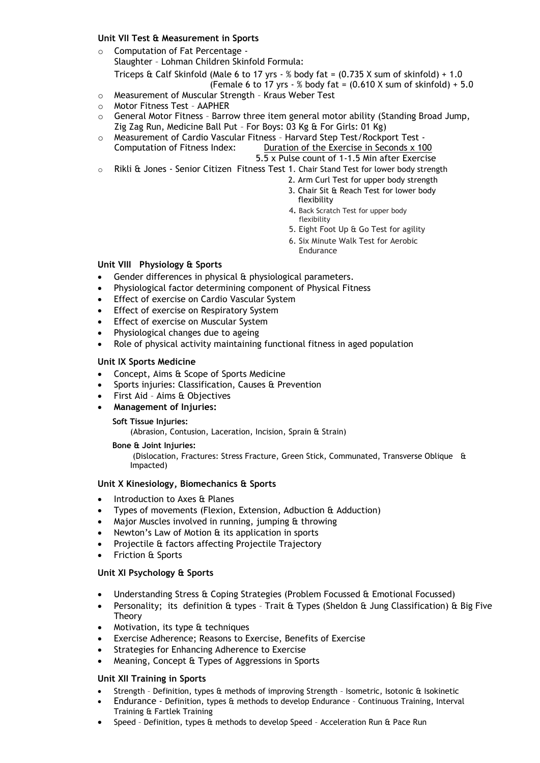**Unit VII Test & Measurement in Sports**

- Computation of Fat Percentage -
  Slaughter – Lohman Children Skinfold Formula:
  Triceps & Calf Skinfold (Male 6 to 17 yrs - % body fat = (0.735 X sum of skinfold) + 1.0
  (Female 6 to 17 yrs - % body fat = (0.610 X sum of skinfold) + 5.0
- Measurement of Muscular Strength – Kraus Weber Test
- Motor Fitness Test – AAPHER
- General Motor Fitness – Barrow three item general motor ability (Standing Broad Jump, Zig Zag Run, Medicine Ball Put – For Boys: 03 Kg & For Girls: 01 Kg)
- Measurement of Cardio Vascular Fitness – Harvard Step Test/Rockport Test - Computation of Fitness Index:

$$\frac{\text{Duration of the Exercise in Seconds} \times 100}{5.5 \times \text{Pulse count of 1-1.5 Min after Exercise}}$$

- Rikli & Jones - Senior Citizen Fitness Test
  1. Chair Stand Test for lower body strength
  2. Arm Curl Test for upper body strength
  3. Chair Sit & Reach Test for lower body flexibility
  4. Back Scratch Test for upper body flexibility
  5. Eight Foot Up & Go Test for agility
  6. Six Minute Walk Test for Aerobic Endurance

**Unit VIII Physiology & Sports**

- Gender differences in physical & physiological parameters.
- Physiological factor determining component of Physical Fitness
- Effect of exercise on Cardio Vascular System
- Effect of exercise on Respiratory System
- Effect of exercise on Muscular System
- Physiological changes due to ageing
- Role of physical activity maintaining functional fitness in aged population

**Unit IX Sports Medicine**

- Concept, Aims & Scope of Sports Medicine
- Sports injuries: Classification, Causes & Prevention
- First Aid – Aims & Objectives
- **Management of Injuries:**

  **Soft Tissue Injuries:**
  (Abrasion, Contusion, Laceration, Incision, Sprain & Strain)

  **Bone & Joint Injuries:**
  (Dislocation, Fractures: Stress Fracture, Green Stick, Communated, Transverse Oblique & Impacted)

**Unit X Kinesiology, Biomechanics & Sports**

- Introduction to Axes & Planes
- Types of movements (Flexion, Extension, Adduction & Adduction)
- Major Muscles involved in running, jumping & throwing
- Newton's Law of Motion & its application in sports
- Projectile & factors affecting Projectile Trajectory
- Friction & Sports

**Unit XI Psychology & Sports**

- Understanding Stress & Coping Strategies (Problem Focussed & Emotional Focussed)
- Personality; its definition & types – Trait & Types (Sheldon & Jung Classification) & Big Five Theory
- Motivation, its type & techniques
- Exercise Adherence; Reasons to Exercise, Benefits of Exercise
- Strategies for Enhancing Adherence to Exercise
- Meaning, Concept & Types of Aggressions in Sports

**Unit XII Training in Sports**

- Strength – Definition, types & methods of improving Strength – Isometric, Isotonic & Isokinetic
- Endurance - Definition, types & methods to develop Endurance – Continuous Training, Interval Training & Fartlek Training
- Speed – Definition, types & methods to develop Speed – Acceleration Run & Pace Run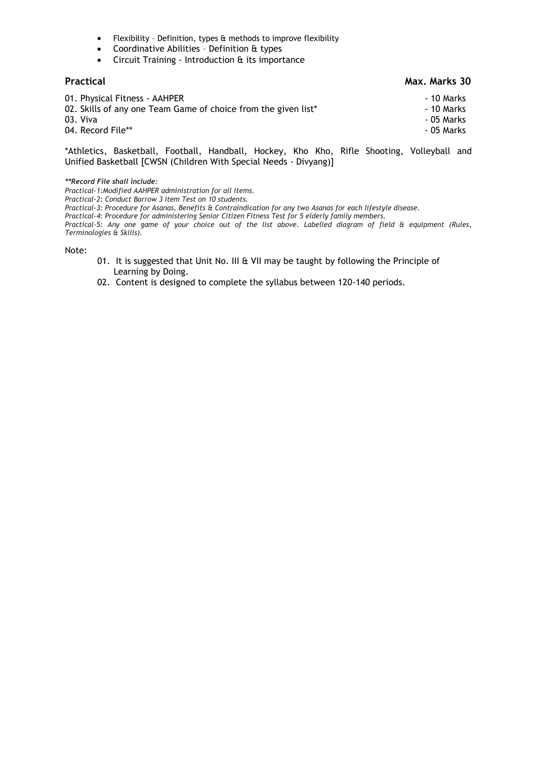- Flexibility – Definition, types & methods to improve flexibility
- Coordinative Abilities – Definition & types
- Circuit Training - Introduction & its importance

## Practical **Max. Marks 30**

| | |
|---|---|
| 01. Physical Fitness - AAHPER | - 10 Marks |
| 02. Skills of any one Team Game of choice from the given list* | - 10 Marks |
| 03. Viva | - 05 Marks |
| 04. Record File** | - 05 Marks |

*Athletics, Basketball, Football, Handball, Hockey, Kho Kho, Rifle Shooting, Volleyball and Unified Basketball [CWSN (Children With Special Needs - Divyang)]

***\*\*Record File shall include:***

*Practical-1:Modified AAHPER administration for all items.*

*Practical-2: Conduct Barrow 3 Item Test on 10 students.*

*Practical-3: Procedure for Asanas, Benefits & Contraindication for any two Asanas for each lifestyle disease.*

*Practical-4: Procedure for administering Senior Citizen Fitness Test for 5 elderly family members.*

*Practical-5: Any one game of your choice out of the list above. Labelled diagram of field & equipment (Rules, Terminologies & Skills).*

Note:

01. It is suggested that Unit No. III & VII may be taught by following the Principle of Learning by Doing.
02. Content is designed to complete the syllabus between 120-140 periods.